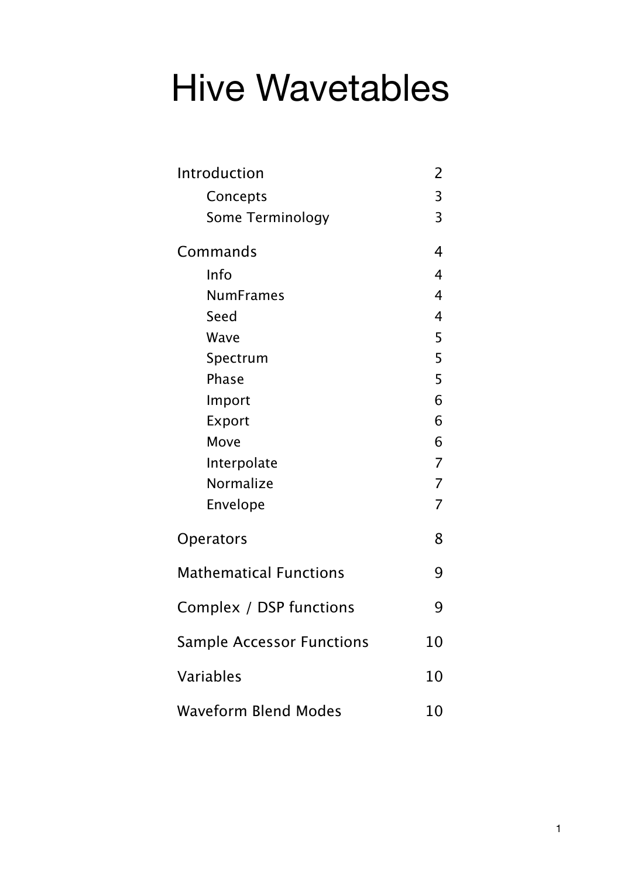# Hive Wavetables

| | |
|---|---|
| Introduction | 2 |
| &nbsp;&nbsp;&nbsp;&nbsp;Concepts | 3 |
| &nbsp;&nbsp;&nbsp;&nbsp;Some Terminology | 3 |
| Commands | 4 |
| &nbsp;&nbsp;&nbsp;&nbsp;Info | 4 |
| &nbsp;&nbsp;&nbsp;&nbsp;NumFrames | 4 |
| &nbsp;&nbsp;&nbsp;&nbsp;Seed | 4 |
| &nbsp;&nbsp;&nbsp;&nbsp;Wave | 5 |
| &nbsp;&nbsp;&nbsp;&nbsp;Spectrum | 5 |
| &nbsp;&nbsp;&nbsp;&nbsp;Phase | 5 |
| &nbsp;&nbsp;&nbsp;&nbsp;Import | 6 |
| &nbsp;&nbsp;&nbsp;&nbsp;Export | 6 |
| &nbsp;&nbsp;&nbsp;&nbsp;Move | 6 |
| &nbsp;&nbsp;&nbsp;&nbsp;Interpolate | 7 |
| &nbsp;&nbsp;&nbsp;&nbsp;Normalize | 7 |
| &nbsp;&nbsp;&nbsp;&nbsp;Envelope | 7 |
| Operators | 8 |
| Mathematical Functions | 9 |
| Complex / DSP functions | 9 |
| Sample Accessor Functions | 10 |
| Variables | 10 |
| Waveform Blend Modes | 10 |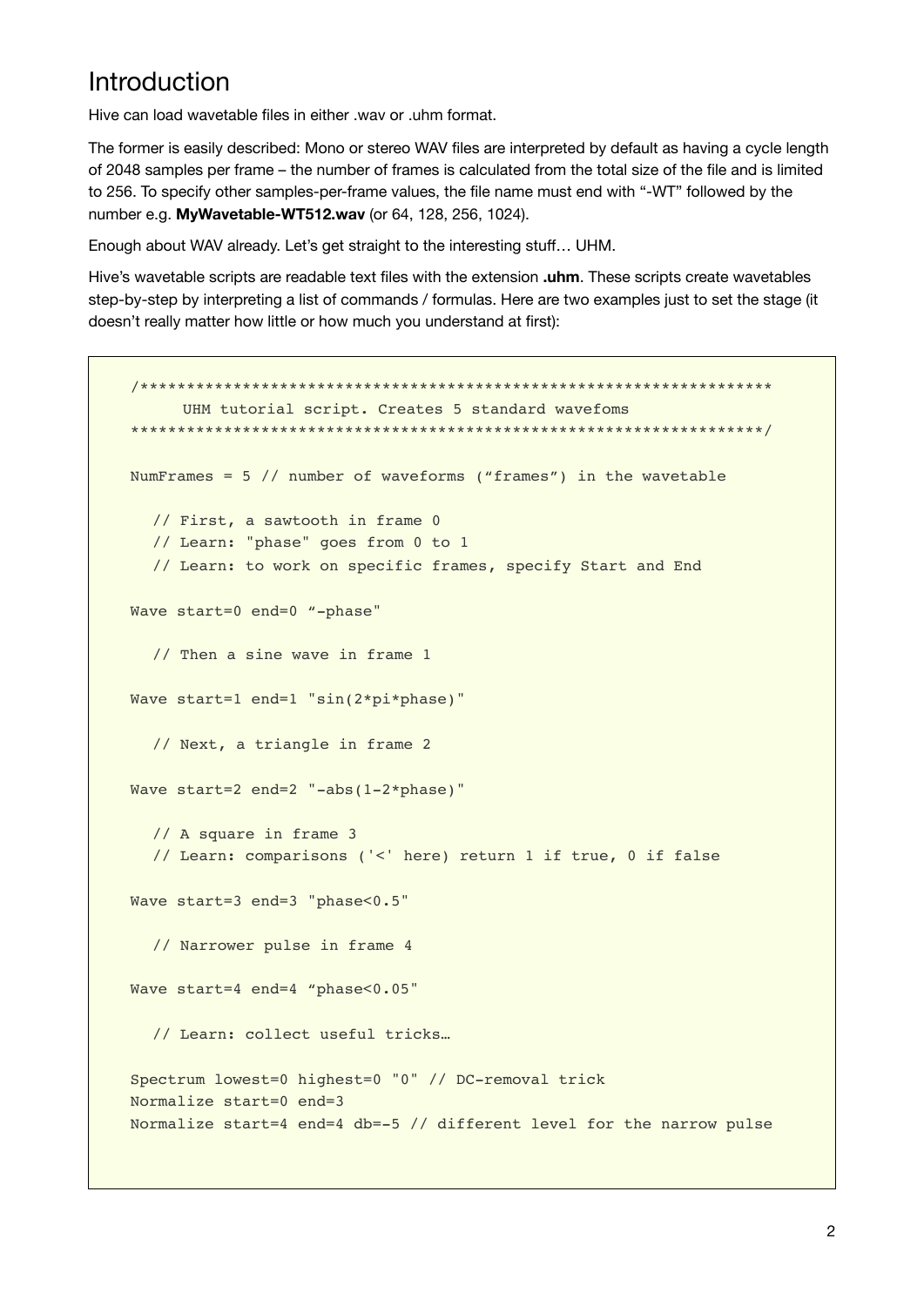# Introduction

Hive can load wavetable files in either .wav or .uhm format.

The former is easily described: Mono or stereo WAV files are interpreted by default as having a cycle length of 2048 samples per frame – the number of frames is calculated from the total size of the file and is limited to 256. To specify other samples-per-frame values, the file name must end with "-WT" followed by the number e.g. **MyWavetable-WT512.wav** (or 64, 128, 256, 1024).

Enough about WAV already. Let's get straight to the interesting stuff… UHM.

Hive's wavetable scripts are readable text files with the extension **.uhm**. These scripts create wavetables step-by-step by interpreting a list of commands / formulas. Here are two examples just to set the stage (it doesn't really matter how little or how much you understand at first):

```
/*********************************************************************
      UHM tutorial script. Creates 5 standard wavefoms
*********************************************************************/

NumFrames = 5 // number of waveforms ("frames") in the wavetable

   // First, a sawtooth in frame 0
   // Learn: "phase" goes from 0 to 1
   // Learn: to work on specific frames, specify Start and End

Wave start=0 end=0 "-phase"

   // Then a sine wave in frame 1

Wave start=1 end=1 "sin(2*pi*phase)"

   // Next, a triangle in frame 2

Wave start=2 end=2 "-abs(1-2*phase)"

   // A square in frame 3
   // Learn: comparisons ('<' here) return 1 if true, 0 if false

Wave start=3 end=3 "phase<0.5"

   // Narrower pulse in frame 4

Wave start=4 end=4 "phase<0.05"

   // Learn: collect useful tricks…

Spectrum lowest=0 highest=0 "0" // DC-removal trick
Normalize start=0 end=3
Normalize start=4 end=4 db=-5 // different level for the narrow pulse
```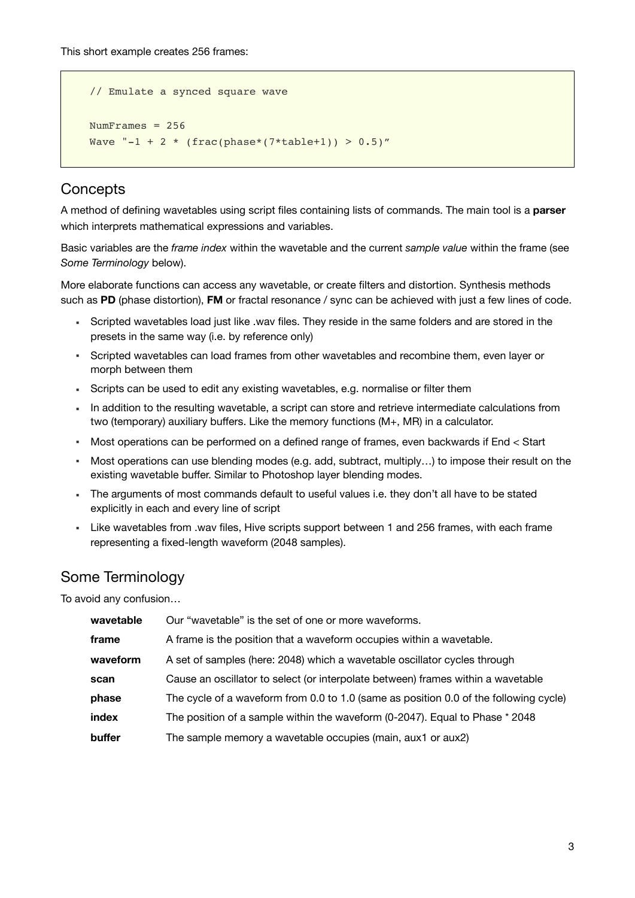This short example creates 256 frames:

```
// Emulate a synced square wave

NumFrames = 256
Wave "-1 + 2 * (frac(phase*(7*table+1)) > 0.5)”
```

## Concepts

A method of defining wavetables using script files containing lists of commands. The main tool is a **parser** which interprets mathematical expressions and variables.

Basic variables are the *frame index* within the wavetable and the current *sample value* within the frame (see *Some Terminology* below).

More elaborate functions can access any wavetable, or create filters and distortion. Synthesis methods such as **PD** (phase distortion), **FM** or fractal resonance / sync can be achieved with just a few lines of code.

- Scripted wavetables load just like .wav files. They reside in the same folders and are stored in the presets in the same way (i.e. by reference only)
- Scripted wavetables can load frames from other wavetables and recombine them, even layer or morph between them
- Scripts can be used to edit any existing wavetables, e.g. normalise or filter them
- In addition to the resulting wavetable, a script can store and retrieve intermediate calculations from two (temporary) auxiliary buffers. Like the memory functions (M+, MR) in a calculator.
- Most operations can be performed on a defined range of frames, even backwards if End < Start
- Most operations can use blending modes (e.g. add, subtract, multiply…) to impose their result on the existing wavetable buffer. Similar to Photoshop layer blending modes.
- The arguments of most commands default to useful values i.e. they don't all have to be stated explicitly in each and every line of script
- Like wavetables from .wav files, Hive scripts support between 1 and 256 frames, with each frame representing a fixed-length waveform (2048 samples).

## Some Terminology

To avoid any confusion…

| | |
|---|---|
| **wavetable** | Our “wavetable” is the set of one or more waveforms. |
| **frame** | A frame is the position that a waveform occupies within a wavetable. |
| **waveform** | A set of samples (here: 2048) which a wavetable oscillator cycles through |
| **scan** | Cause an oscillator to select (or interpolate between) frames within a wavetable |
| **phase** | The cycle of a waveform from 0.0 to 1.0 (same as position 0.0 of the following cycle) |
| **index** | The position of a sample within the waveform (0-2047). Equal to Phase * 2048 |
| **buffer** | The sample memory a wavetable occupies (main, aux1 or aux2) |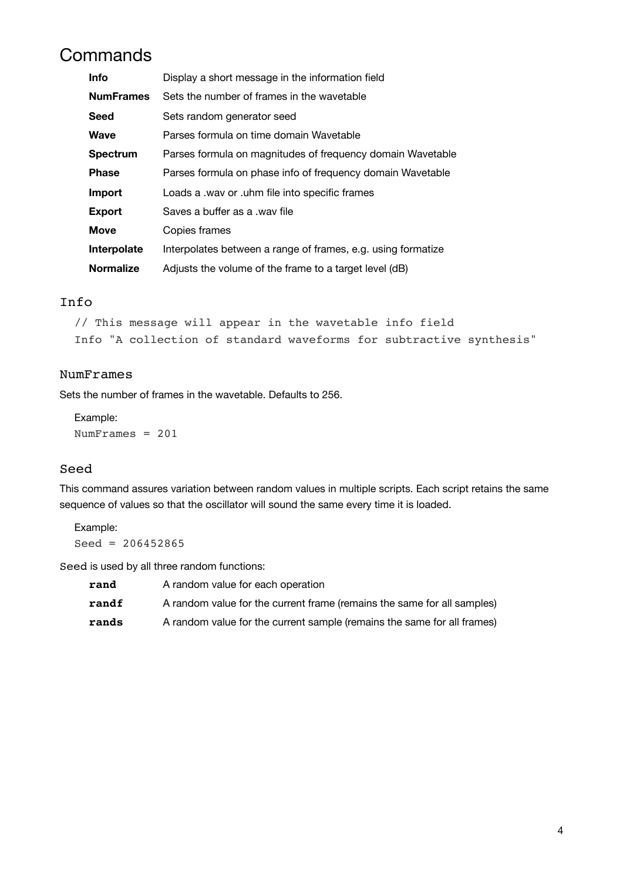# Commands

| | |
|---|---|
| **Info** | Display a short message in the information field |
| **NumFrames** | Sets the number of frames in the wavetable |
| **Seed** | Sets random generator seed |
| **Wave** | Parses formula on time domain Wavetable |
| **Spectrum** | Parses formula on magnitudes of frequency domain Wavetable |
| **Phase** | Parses formula on phase info of frequency domain Wavetable |
| **Import** | Loads a .wav or .uhm file into specific frames |
| **Export** | Saves a buffer as a .wav file |
| **Move** | Copies frames |
| **Interpolate** | Interpolates between a range of frames, e.g. using formatize |
| **Normalize** | Adjusts the volume of the frame to a target level (dB) |

## Info

```
// This message will appear in the wavetable info field
Info "A collection of standard waveforms for subtractive synthesis"
```

## NumFrames

Sets the number of frames in the wavetable. Defaults to 256.

Example:

```
NumFrames = 201
```

## Seed

This command assures variation between random values in multiple scripts. Each script retains the same sequence of values so that the oscillator will sound the same every time it is loaded.

Example:

```
Seed = 206452865
```

`Seed` is used by all three random functions:

| | |
|---|---|
| **`rand`** | A random value for each operation |
| **`randf`** | A random value for the current frame (remains the same for all samples) |
| **`rands`** | A random value for the current sample (remains the same for all frames) |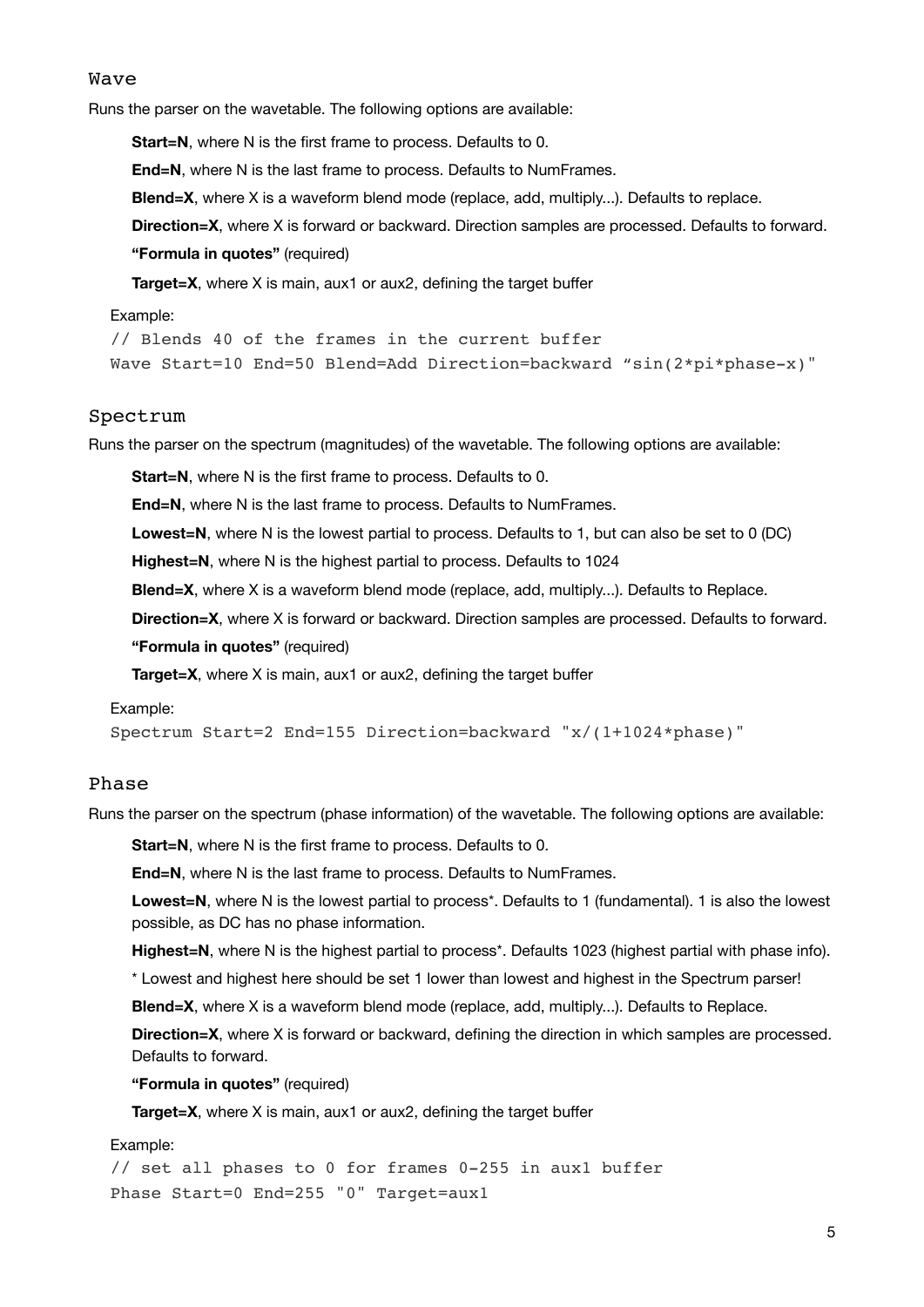### Wave

Runs the parser on the wavetable. The following options are available:

**Start=N**, where N is the first frame to process. Defaults to 0.

**End=N**, where N is the last frame to process. Defaults to NumFrames.

**Blend=X**, where X is a waveform blend mode (replace, add, multiply...). Defaults to replace.

**Direction=X**, where X is forward or backward. Direction samples are processed. Defaults to forward.

**"Formula in quotes"** (required)

**Target=X**, where X is main, aux1 or aux2, defining the target buffer

Example:

```
// Blends 40 of the frames in the current buffer
Wave Start=10 End=50 Blend=Add Direction=backward "sin(2*pi*phase-x)"
```

### Spectrum

Runs the parser on the spectrum (magnitudes) of the wavetable. The following options are available:

**Start=N**, where N is the first frame to process. Defaults to 0.

**End=N**, where N is the last frame to process. Defaults to NumFrames.

**Lowest=N**, where N is the lowest partial to process. Defaults to 1, but can also be set to 0 (DC)

**Highest=N**, where N is the highest partial to process. Defaults to 1024

**Blend=X**, where X is a waveform blend mode (replace, add, multiply...). Defaults to Replace.

**Direction=X**, where X is forward or backward. Direction samples are processed. Defaults to forward.

**"Formula in quotes"** (required)

**Target=X**, where X is main, aux1 or aux2, defining the target buffer

Example:

```
Spectrum Start=2 End=155 Direction=backward "x/(1+1024*phase)"
```

### Phase

Runs the parser on the spectrum (phase information) of the wavetable. The following options are available:

**Start=N**, where N is the first frame to process. Defaults to 0.

**End=N**, where N is the last frame to process. Defaults to NumFrames.

**Lowest=N**, where N is the lowest partial to process*. Defaults to 1 (fundamental). 1 is also the lowest possible, as DC has no phase information.

**Highest=N**, where N is the highest partial to process*. Defaults 1023 (highest partial with phase info).

* Lowest and highest here should be set 1 lower than lowest and highest in the Spectrum parser!

**Blend=X**, where X is a waveform blend mode (replace, add, multiply...). Defaults to Replace.

**Direction=X**, where X is forward or backward, defining the direction in which samples are processed. Defaults to forward.

**"Formula in quotes"** (required)

**Target=X**, where X is main, aux1 or aux2, defining the target buffer

Example:

```
// set all phases to 0 for frames 0-255 in aux1 buffer
Phase Start=0 End=255 "0" Target=aux1
```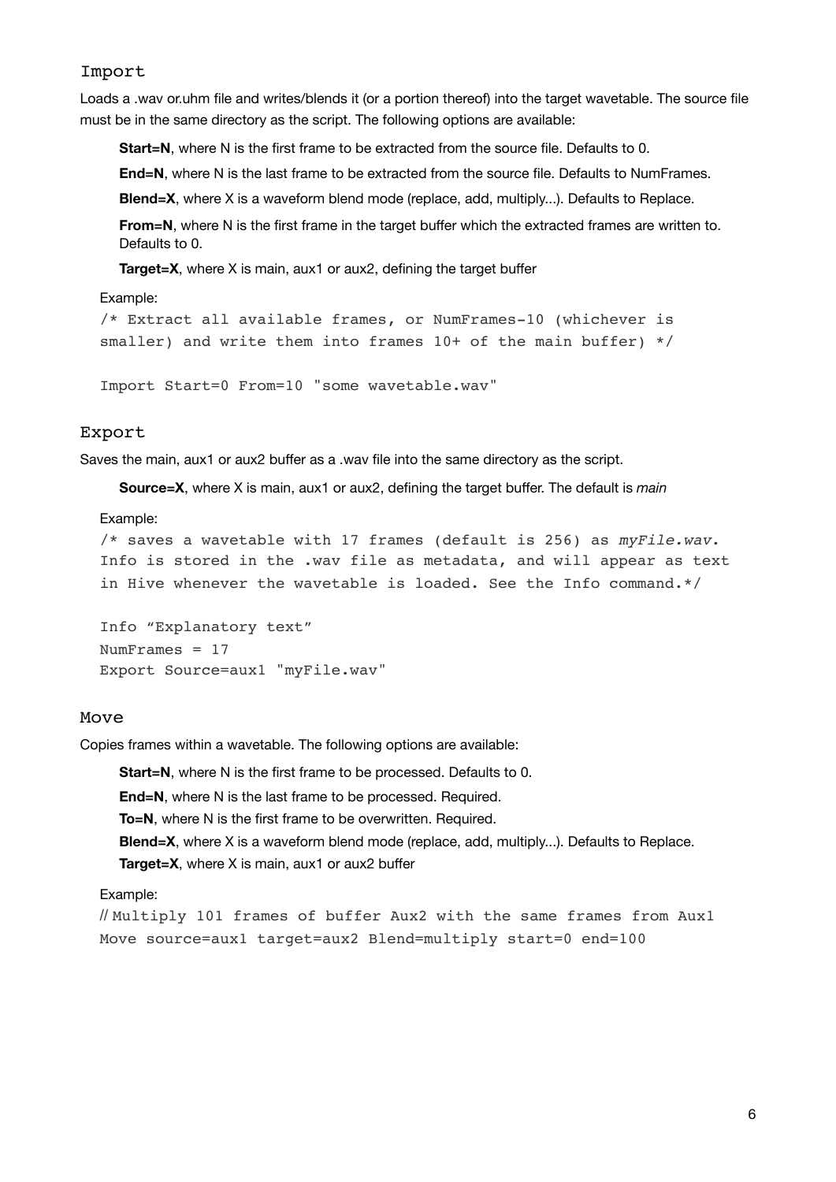## Import

Loads a .wav or.uhm file and writes/blends it (or a portion thereof) into the target wavetable. The source file must be in the same directory as the script. The following options are available:

**Start=N**, where N is the first frame to be extracted from the source file. Defaults to 0.

**End=N**, where N is the last frame to be extracted from the source file. Defaults to NumFrames.

**Blend=X**, where X is a waveform blend mode (replace, add, multiply...). Defaults to Replace.

**From=N**, where N is the first frame in the target buffer which the extracted frames are written to. Defaults to 0.

**Target=X**, where X is main, aux1 or aux2, defining the target buffer

Example:

```
/* Extract all available frames, or NumFrames-10 (whichever is
smaller) and write them into frames 10+ of the main buffer) */

Import Start=0 From=10 "some wavetable.wav"
```

## Export

Saves the main, aux1 or aux2 buffer as a .wav file into the same directory as the script.

**Source=X**, where X is main, aux1 or aux2, defining the target buffer. The default is *main*

Example:

```
/* saves a wavetable with 17 frames (default is 256) as myFile.wav.
Info is stored in the .wav file as metadata, and will appear as text
in Hive whenever the wavetable is loaded. See the Info command.*/

Info "Explanatory text"
NumFrames = 17
Export Source=aux1 "myFile.wav"
```

## Move

Copies frames within a wavetable. The following options are available:

**Start=N**, where N is the first frame to be processed. Defaults to 0.

**End=N**, where N is the last frame to be processed. Required.

**To=N**, where N is the first frame to be overwritten. Required.

**Blend=X**, where X is a waveform blend mode (replace, add, multiply...). Defaults to Replace.

**Target=X**, where X is main, aux1 or aux2 buffer

Example:

```
// Multiply 101 frames of buffer Aux2 with the same frames from Aux1
Move source=aux1 target=aux2 Blend=multiply start=0 end=100
```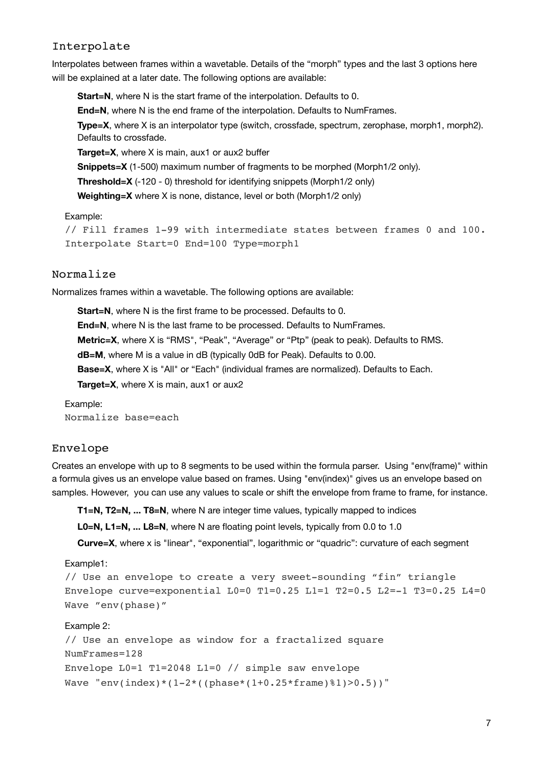## Interpolate

Interpolates between frames within a wavetable. Details of the "morph" types and the last 3 options here will be explained at a later date. The following options are available:

**Start=N**, where N is the start frame of the interpolation. Defaults to 0.

**End=N**, where N is the end frame of the interpolation. Defaults to NumFrames.

**Type=X**, where X is an interpolator type (switch, crossfade, spectrum, zerophase, morph1, morph2). Defaults to crossfade.

**Target=X**, where X is main, aux1 or aux2 buffer

**Snippets=X** (1-500) maximum number of fragments to be morphed (Morph1/2 only).

**Threshold=X** (-120 - 0) threshold for identifying snippets (Morph1/2 only)

**Weighting=X** where X is none, distance, level or both (Morph1/2 only)

Example:

```
// Fill frames 1-99 with intermediate states between frames 0 and 100.
Interpolate Start=0 End=100 Type=morph1
```

## Normalize

Normalizes frames within a wavetable. The following options are available:

**Start=N**, where N is the first frame to be processed. Defaults to 0.

**End=N**, where N is the last frame to be processed. Defaults to NumFrames.

**Metric=X**, where X is "RMS", "Peak", "Average" or "Ptp" (peak to peak). Defaults to RMS.

**dB=M**, where M is a value in dB (typically 0dB for Peak). Defaults to 0.00.

**Base=X**, where X is "All" or "Each" (individual frames are normalized). Defaults to Each.

**Target=X**, where X is main, aux1 or aux2

Example:

```
Normalize base=each
```

## Envelope

Creates an envelope with up to 8 segments to be used within the formula parser. Using "env(frame)" within a formula gives us an envelope value based on frames. Using "env(index)" gives us an envelope based on samples. However, you can use any values to scale or shift the envelope from frame to frame, for instance.

**T1=N, T2=N, ... T8=N**, where N are integer time values, typically mapped to indices

**L0=N, L1=N, ... L8=N**, where N are floating point levels, typically from 0.0 to 1.0

**Curve=X**, where x is "linear", "exponential", logarithmic or "quadric": curvature of each segment

Example1:

```
// Use an envelope to create a very sweet-sounding "fin" triangle
Envelope curve=exponential L0=0 T1=0.25 L1=1 T2=0.5 L2=-1 T3=0.25 L4=0
Wave "env(phase)"
```

Example 2:

```
// Use an envelope as window for a fractalized square
NumFrames=128
Envelope L0=1 T1=2048 L1=0 // simple saw envelope
Wave "env(index)*(1-2*((phase*(1+0.25*frame)%1)>0.5))"
```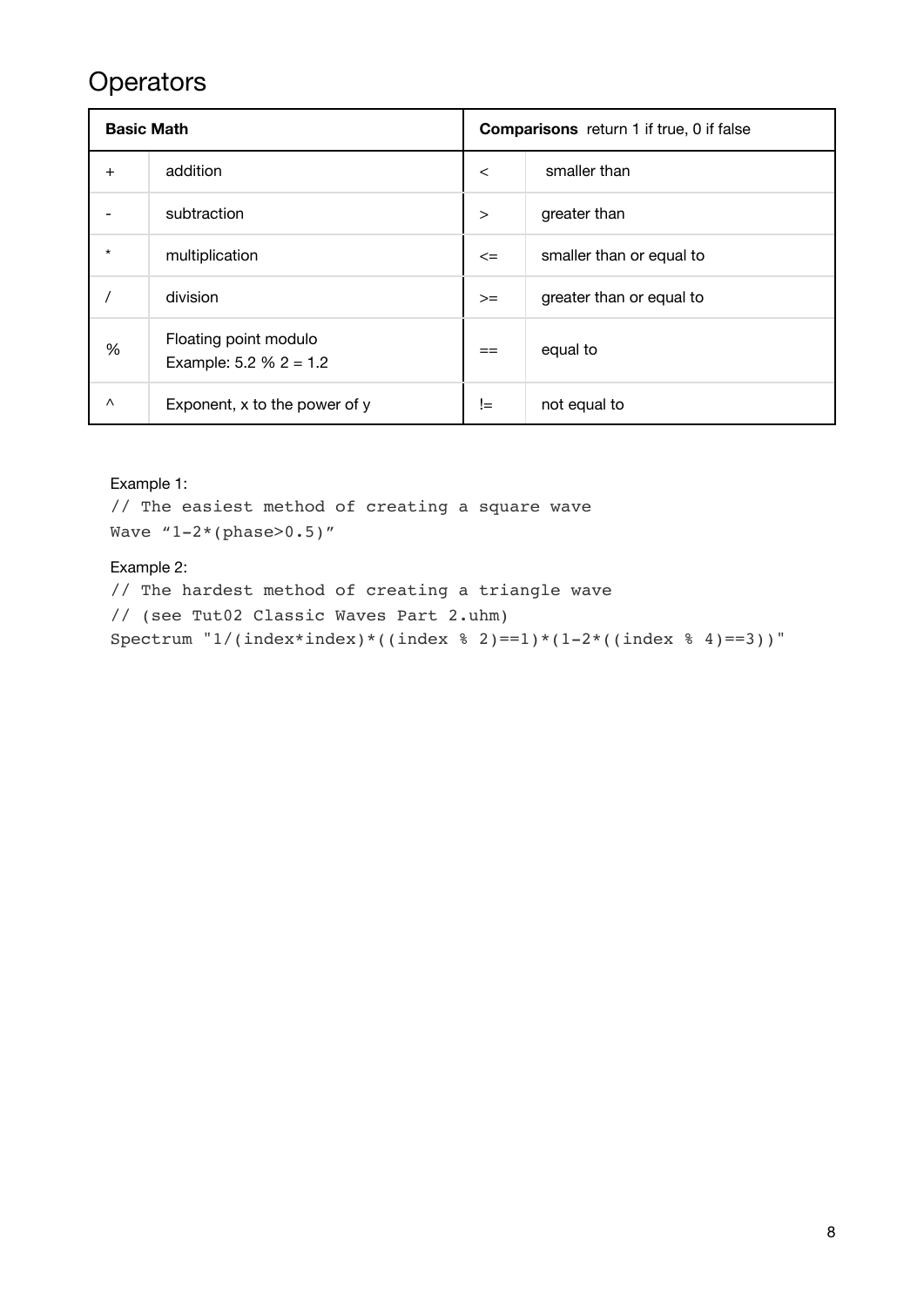# Operators

| Basic Math | | Comparisons return 1 if true, 0 if false | |
|---|---|---|---|
| + | addition | < | smaller than |
| - | subtraction | > | greater than |
| * | multiplication | <= | smaller than or equal to |
| / | division | >= | greater than or equal to |
| % | Floating point modulo<br>Example: 5.2 % 2 = 1.2 | == | equal to |
| ^ | Exponent, x to the power of y | != | not equal to |

Example 1:

```
// The easiest method of creating a square wave
Wave "1-2*(phase>0.5)"
```

Example 2:

```
// The hardest method of creating a triangle wave
// (see Tut02 Classic Waves Part 2.uhm)
Spectrum "1/(index*index)*((index % 2)==1)*(1-2*((index % 4)==3))"
```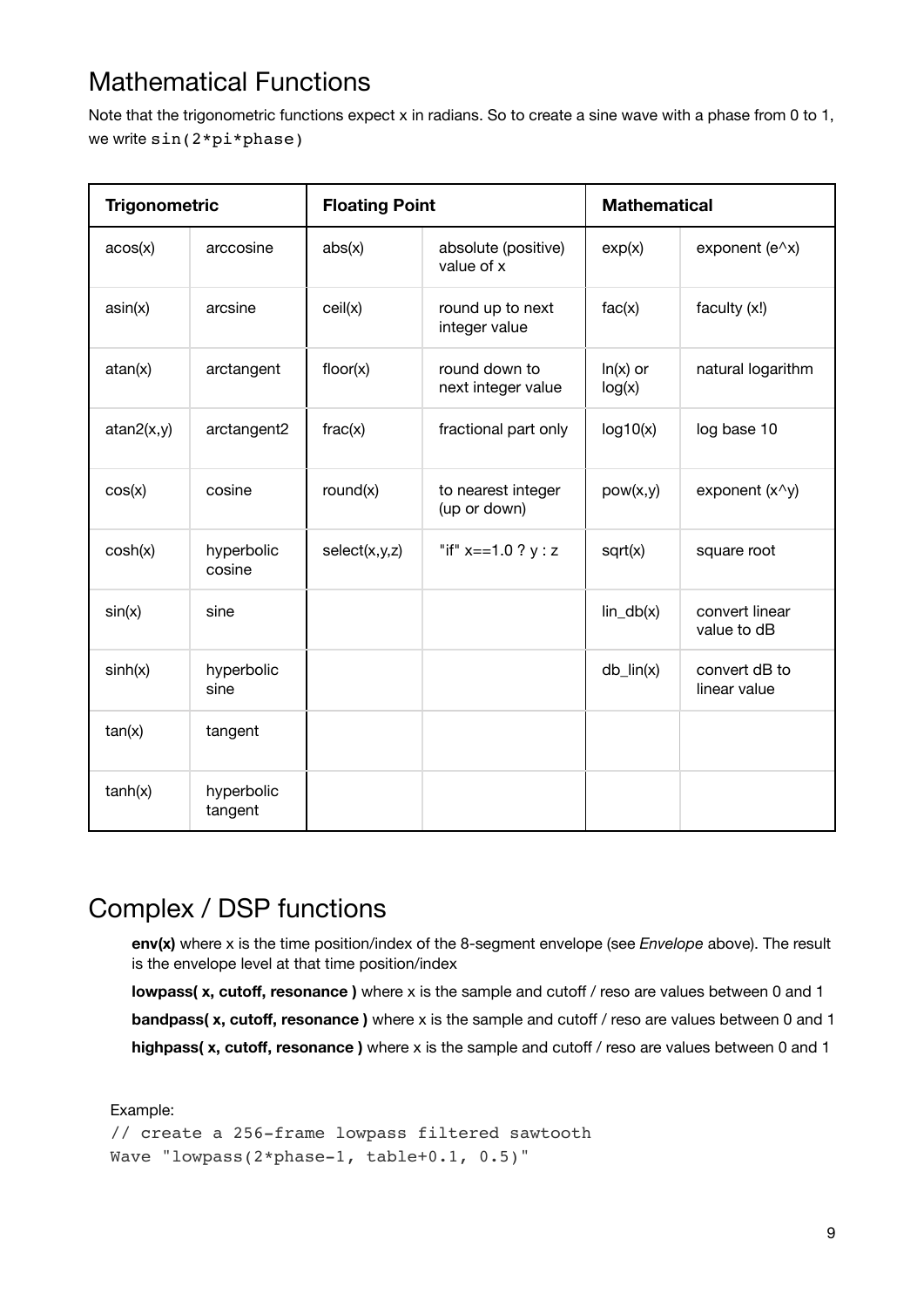## Mathematical Functions

Note that the trigonometric functions expect x in radians. So to create a sine wave with a phase from 0 to 1, we write `sin(2*pi*phase)`

| Trigonometric | | Floating Point | | Mathematical | |
|---|---|---|---|---|---|
| acos(x) | arccosine | abs(x) | absolute (positive) value of x | exp(x) | exponent (e^x) |
| asin(x) | arcsine | ceil(x) | round up to next integer value | fac(x) | faculty (x!) |
| atan(x) | arctangent | floor(x) | round down to next integer value | ln(x) or log(x) | natural logarithm |
| atan2(x,y) | arctangent2 | frac(x) | fractional part only | log10(x) | log base 10 |
| cos(x) | cosine | round(x) | to nearest integer (up or down) | pow(x,y) | exponent (x^y) |
| cosh(x) | hyperbolic cosine | select(x,y,z) | "if" x==1.0 ? y : z | sqrt(x) | square root |
| sin(x) | sine | | | lin_db(x) | convert linear value to dB |
| sinh(x) | hyperbolic sine | | | db_lin(x) | convert dB to linear value |
| tan(x) | tangent | | | | |
| tanh(x) | hyperbolic tangent | | | | |

## Complex / DSP functions

**env(x)** where x is the time position/index of the 8-segment envelope (see *Envelope* above). The result is the envelope level at that time position/index

**lowpass( x, cutoff, resonance )** where x is the sample and cutoff / reso are values between 0 and 1

**bandpass( x, cutoff, resonance )** where x is the sample and cutoff / reso are values between 0 and 1

**highpass( x, cutoff, resonance )** where x is the sample and cutoff / reso are values between 0 and 1

Example:

```
// create a 256-frame lowpass filtered sawtooth
Wave "lowpass(2*phase-1, table+0.1, 0.5)"
```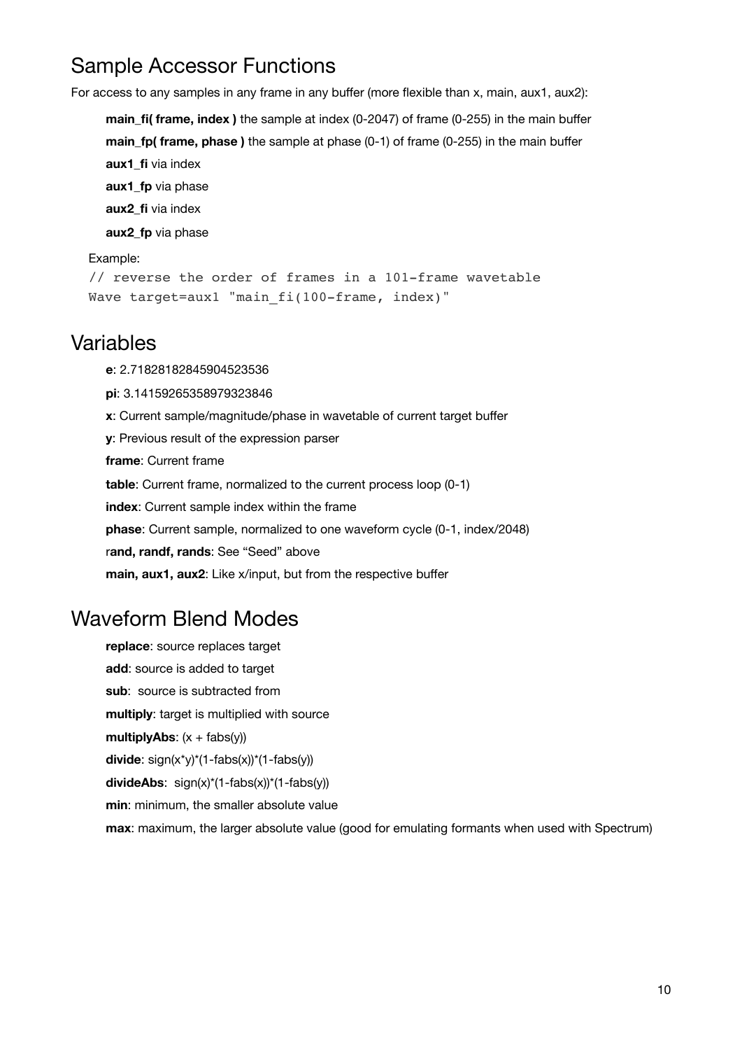## Sample Accessor Functions

For access to any samples in any frame in any buffer (more flexible than x, main, aux1, aux2):

**main_fi( frame, index )** the sample at index (0-2047) of frame (0-255) in the main buffer

**main_fp( frame, phase )** the sample at phase (0-1) of frame (0-255) in the main buffer

**aux1_fi** via index

**aux1_fp** via phase

**aux2_fi** via index

**aux2_fp** via phase

Example:

```
// reverse the order of frames in a 101-frame wavetable
Wave target=aux1 "main_fi(100-frame, index)"
```

## Variables

**e**: 2.71828182845904523536

**pi**: 3.14159265358979323846

**x**: Current sample/magnitude/phase in wavetable of current target buffer

**y**: Previous result of the expression parser

**frame**: Current frame

**table**: Current frame, normalized to the current process loop (0-1)

**index**: Current sample index within the frame

**phase**: Current sample, normalized to one waveform cycle (0-1, index/2048)

r**and, randf, rands**: See "Seed" above

**main, aux1, aux2**: Like x/input, but from the respective buffer

## Waveform Blend Modes

**replace**: source replaces target

**add**: source is added to target

**sub**: source is subtracted from

**multiply**: target is multiplied with source

**multiplyAbs**: (x + fabs(y))

**divide**: sign(x*y)*(1-fabs(x))*(1-fabs(y))

**divideAbs**: sign(x)*(1-fabs(x))*(1-fabs(y))

**min**: minimum, the smaller absolute value

**max**: maximum, the larger absolute value (good for emulating formants when used with Spectrum)